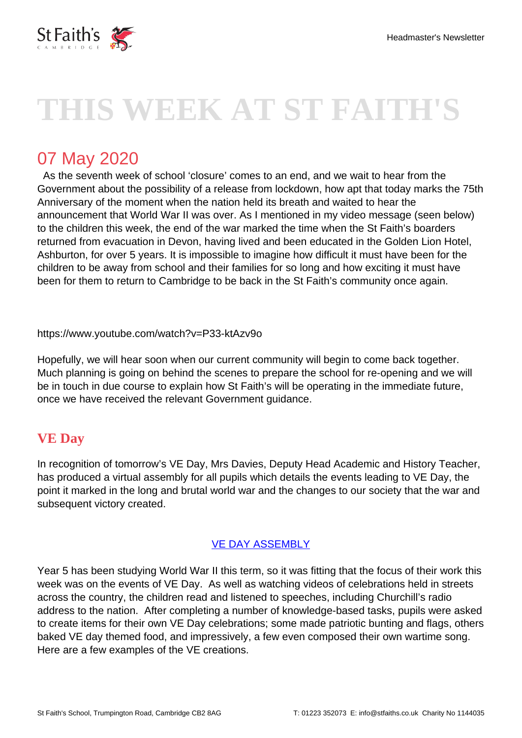# THIS WEEK AT ST FAITH'S

## 07 May 2020

As the seventh week of school 'closure' comes to an end, and we wait to hear from the Government about the possibility of a release from lockdown, how apt that today marks the 75th Anniversary of the moment when the nation held its breath and waited to hear the announcement that World War II was over. As I mentioned in my video message (seen below) to the children this week, the end of the war marked the time when the St Faith's boarders returned from evacuation in Devon, having lived and been educated in the Golden Lion Hotel, Ashburton, for over 5 years. It is impossible to imagine how difficult it must have been for the children to be away from school and their families for so long and how exciting it must have been for them to return to Cambridge to be back in the St Faith's community once again.

https://www.youtube.com/watch?v=P33-ktAzv9o

Hopefully, we will hear soon when our current community will begin to come back together. Much planning is going on behind the scenes to prepare the school for re-opening and we will be in touch in due course to explain how St Faith's will be operating in the immediate future, once we have received the relevant Government guidance.

### VE Day

In recognition of tomorrow's VE Day, Mrs Davies, Deputy Head Academic and History Teacher, has produced a virtual assembly for all pupils which details the events leading to VE Day, the point it marked in the long and brutal world war and the changes to our society that the war and subsequent victory created.

VE DAY ASSEMBLY

Year 5 has been studying World War II this term, so it was fitting that the focus of their work this week was on the events of VE Day. As well as watching videos of celebrations held in streets across the country, the children read and listened to speeches, including Churchill's radio address to the nation. After completing a number of knowledge-based tasks, pupils were asked to create items for their own VE Day celebrations; some made patriotic bunting and flags, others baked VE day themed food, and impressively, a few even composed their own wartime song. Here are a few examples of the VE creations.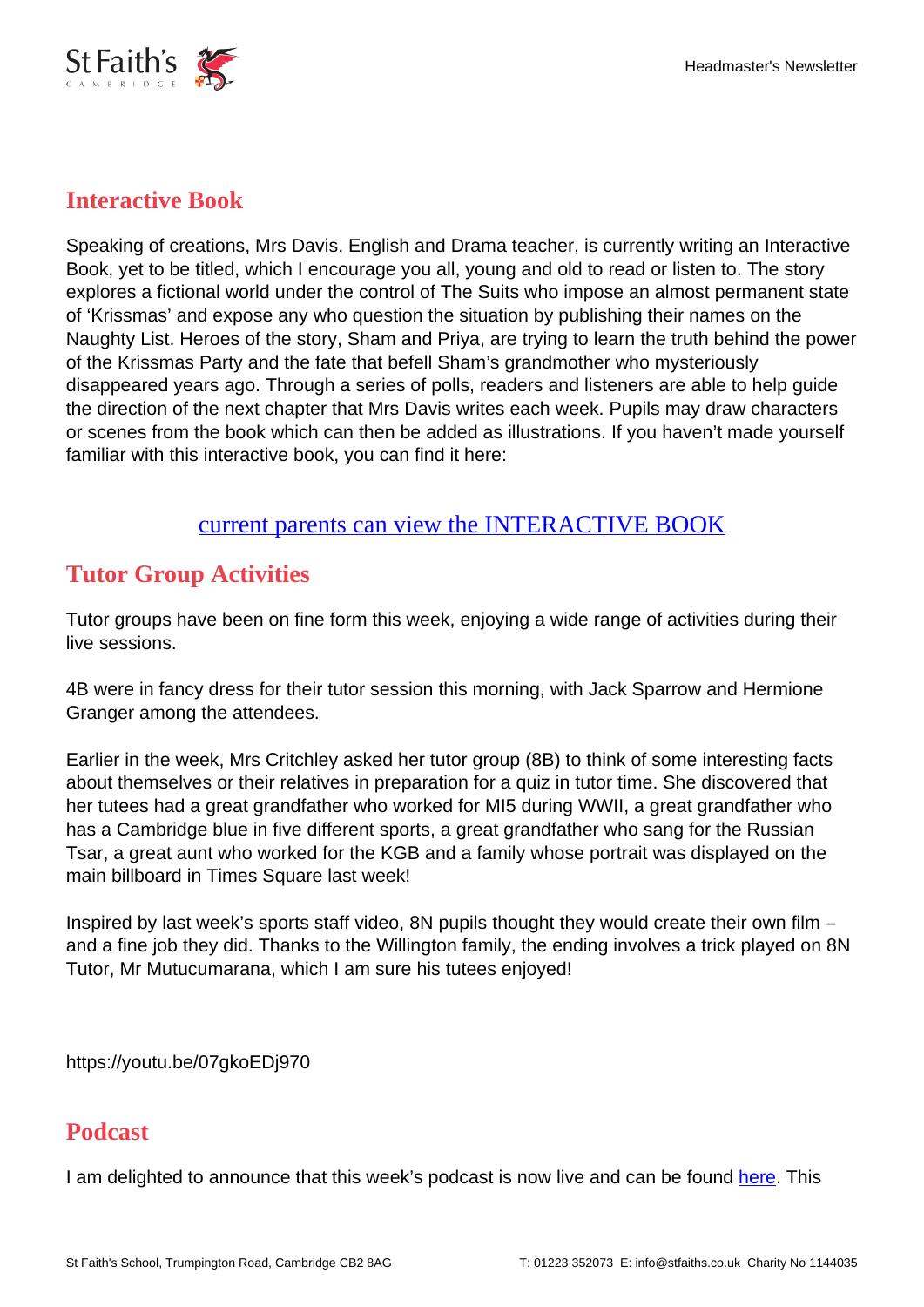## Interactive Book

Speaking of creations, Mrs Davis, English and Drama teacher, is currently writing an Interactive Book, yet to be titled, which I encourage you all, young and old to read or listen to. The story explores a fictional world under the control of The Suits who impose an almost permanent state of 'Krissmas' and expose any who question the situation by publishing their names on the Naughty List. Heroes of the story, Sham and Priya, are trying to learn the truth behind the power of the Krissmas Party and the fate that befell Sham's grandmother who mysteriously disappeared years ago. Through a series of polls, readers and listeners are able to help guide the direction of the next chapter that Mrs Davis writes each week. Pupils may draw characters or scenes from the book which can then be added as illustrations. If you haven't made yourself familiar with this interactive book, you can find it here:

[current parents can view the INTERACTIVE BOOK]()

## Tutor Group Activities

Tutor groups have been on fine form this week, enjoying a wide range of activities during their live sessions.

4B were in fancy dress for their tutor session this morning, with Jack Sparrow and Hermione Granger among the attendees.

Earlier in the week, Mrs Critchley asked her tutor group (8B) to think of some interesting facts about themselves or their relatives in preparation for a quiz in tutor time. She discovered that her tutees had a great grandfather who worked for MI5 during WWII, a great grandfather who has a Cambridge blue in five different sports, a great grandfather who sang for the Russian Tsar, a great aunt who worked for the KGB and a family whose portrait was displayed on the main billboard in Times Square last week!

Inspired by last week's sports staff video, 8N pupils thought they would create their own film – and a fine job they did. Thanks to the Willington family, the ending involves a trick played on 8N Tutor, Mr Mutucumarana, which I am sure his tutees enjoyed!

https://youtu.be/07gkoEDj970

## Podcast

I am delighted to announce that this week's podcast is now live and can be found [here](). This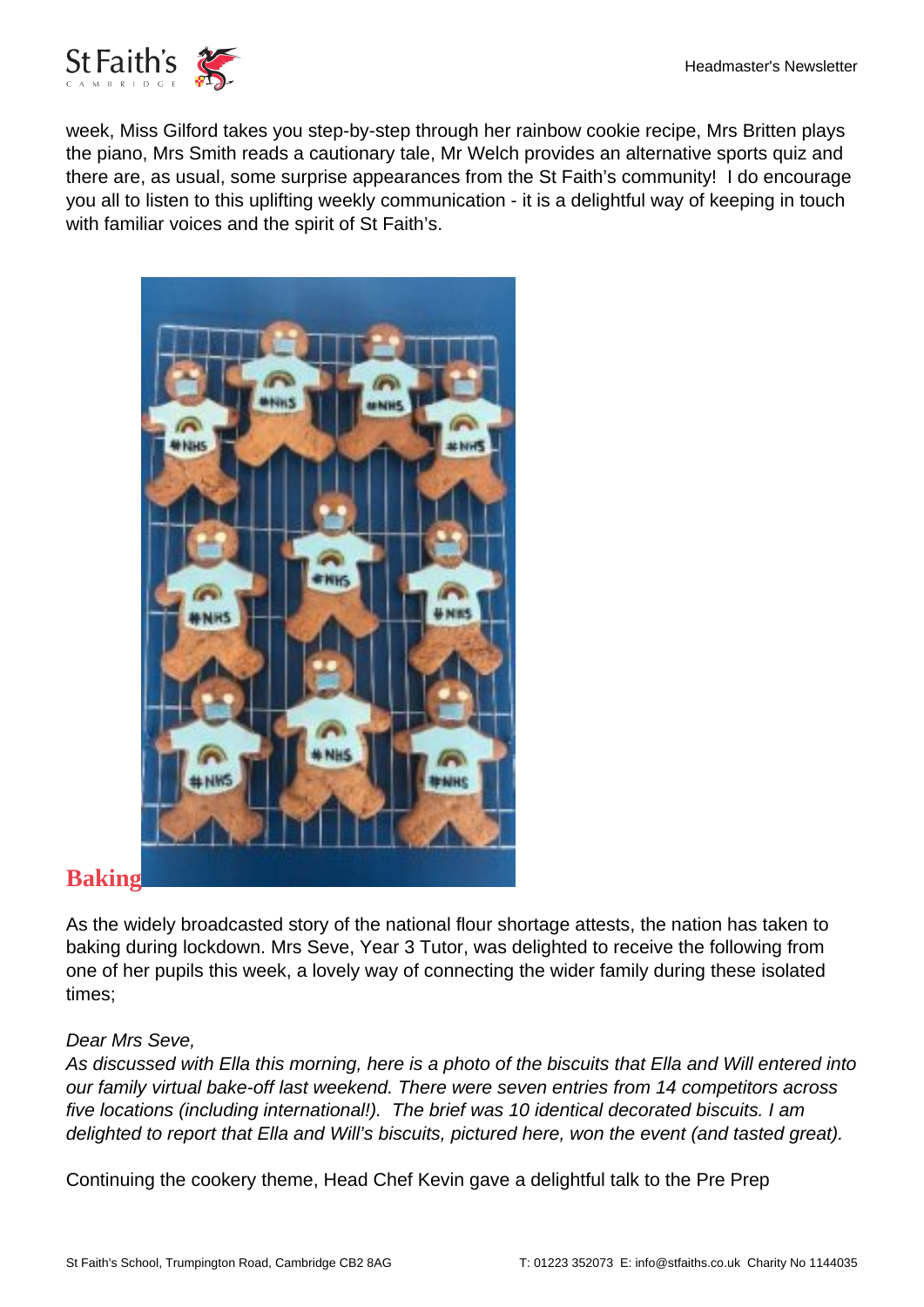week, Miss Gilford takes you step-by-step through her rainbow cookie recipe, Mrs Britten plays the piano, Mrs Smith reads a cautionary tale, Mr Welch provides an alternative sports quiz and there are, as usual, some surprise appearances from the St Faith's community!  I do encourage you all to listen to this uplifting weekly communication - it is a delightful way of keeping in touch with familiar voices and the spirit of St Faith's.

## Baking

As the widely broadcasted story of the national flour shortage attests, the nation has taken to baking during lockdown. Mrs Seve, Year 3 Tutor, was delighted to receive the following from one of her pupils this week, a lovely way of connecting the wider family during these isolated times;

*Dear Mrs Seve,*
*As discussed with Ella this morning, here is a photo of the biscuits that Ella and Will entered into our family virtual bake-off last weekend. There were seven entries from 14 competitors across five locations (including international!).  The brief was 10 identical decorated biscuits. I am delighted to report that Ella and Will's biscuits, pictured here, won the event (and tasted great).*

Continuing the cookery theme, Head Chef Kevin gave a delightful talk to the Pre Prep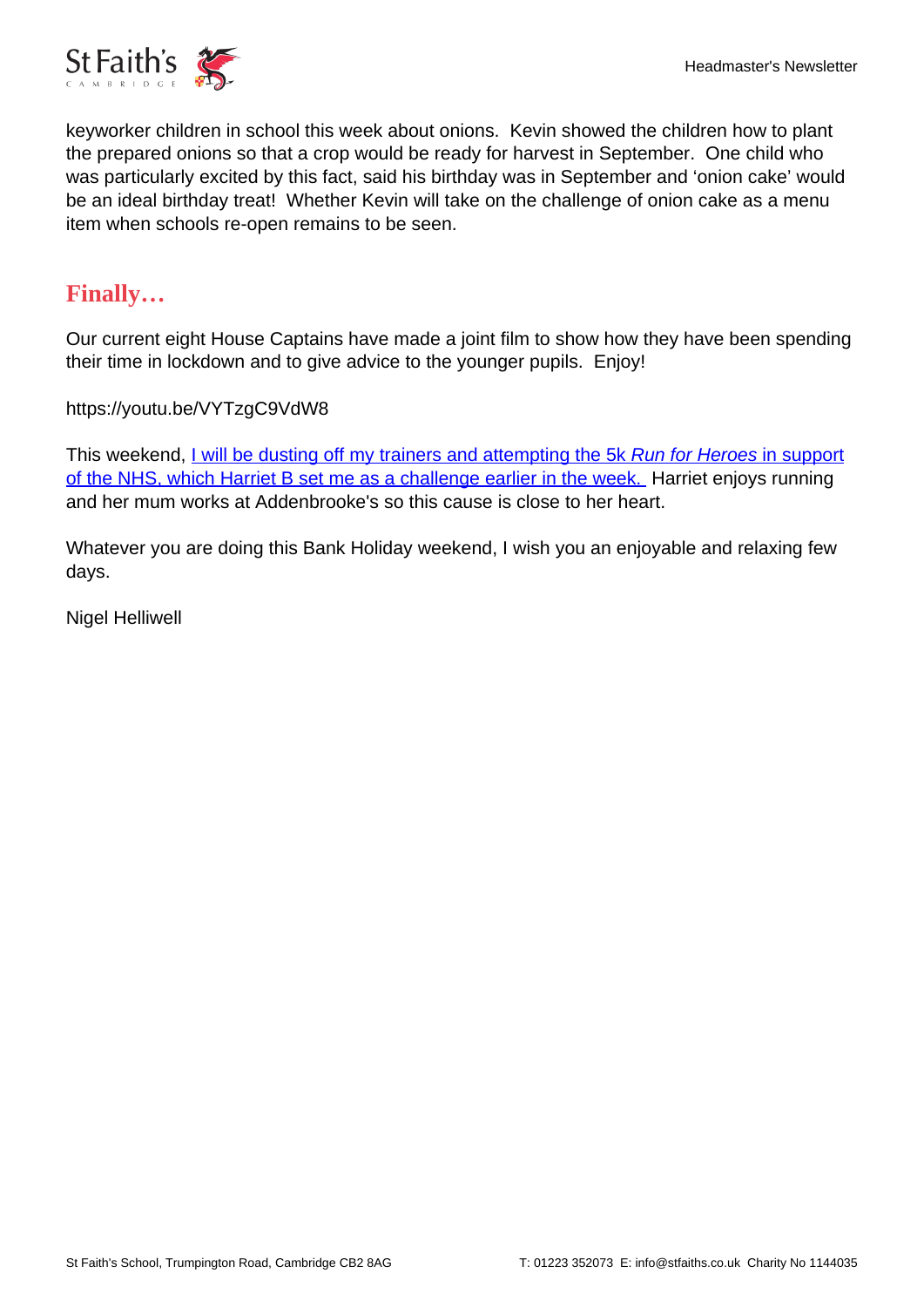keyworker children in school this week about onions. Kevin showed the children how to plant the prepared onions so that a crop would be ready for harvest in September. One child who was particularly excited by this fact, said his birthday was in September and 'onion cake' would be an ideal birthday treat! Whether Kevin will take on the challenge of onion cake as a menu item when schools re-open remains to be seen.

## Finally…

Our current eight House Captains have made a joint film to show how they have been spending their time in lockdown and to give advice to the younger pupils. Enjoy!

https://youtu.be/VYTzgC9VdW8

This weekend, I will be dusting off my trainers and attempting the 5k *Run for Heroes* in support of the NHS, which Harriet B set me as a challenge earlier in the week. Harriet enjoys running and her mum works at Addenbrooke's so this cause is close to her heart.

Whatever you are doing this Bank Holiday weekend, I wish you an enjoyable and relaxing few days.

Nigel Helliwell